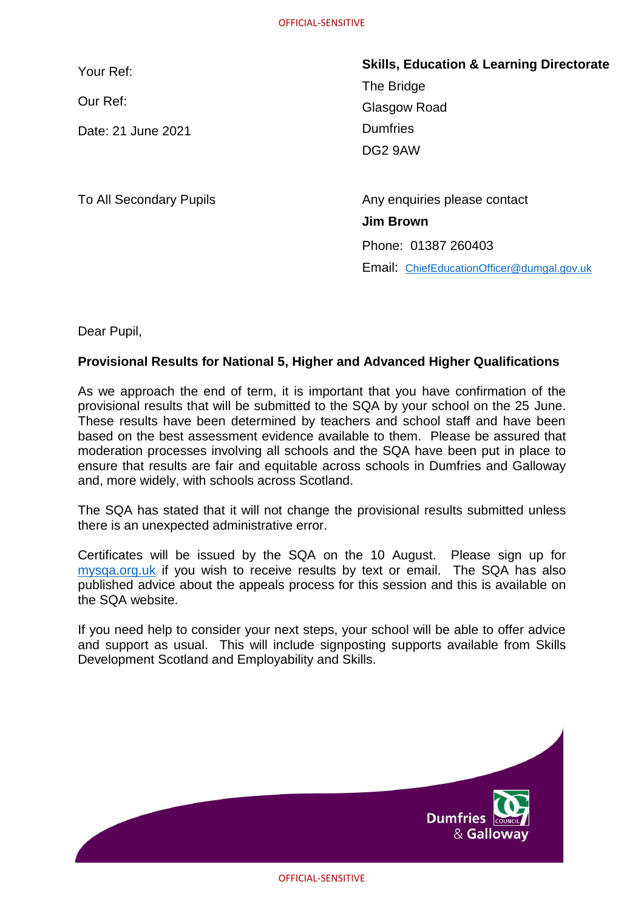| | |
|---|---|
| Your Ref: | **Skills, Education & Learning Directorate** |
| Our Ref: | The Bridge |
| Date: 21 June 2021 | Glasgow Road |
| | Dumfries |
| | DG2 9AW |

To All Secondary Pupils

Any enquiries please contact
**Jim Brown**
Phone: 01387 260403
Email: ChiefEducationOfficer@dumgal.gov.uk

Dear Pupil,

**Provisional Results for National 5, Higher and Advanced Higher Qualifications**

As we approach the end of term, it is important that you have confirmation of the provisional results that will be submitted to the SQA by your school on the 25 June. These results have been determined by teachers and school staff and have been based on the best assessment evidence available to them. Please be assured that moderation processes involving all schools and the SQA have been put in place to ensure that results are fair and equitable across schools in Dumfries and Galloway and, more widely, with schools across Scotland.

The SQA has stated that it will not change the provisional results submitted unless there is an unexpected administrative error.

Certificates will be issued by the SQA on the 10 August. Please sign up for mysqa.org.uk if you wish to receive results by text or email. The SQA has also published advice about the appeals process for this session and this is available on the SQA website.

If you need help to consider your next steps, your school will be able to offer advice and support as usual. This will include signposting supports available from Skills Development Scotland and Employability and Skills.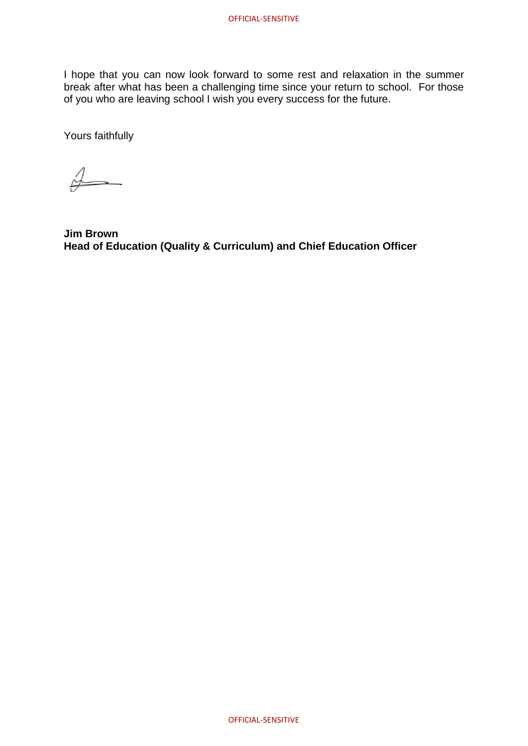I hope that you can now look forward to some rest and relaxation in the summer break after what has been a challenging time since your return to school. For those of you who are leaving school I wish you every success for the future.

Yours faithfully

**Jim Brown**
**Head of Education (Quality & Curriculum) and Chief Education Officer**